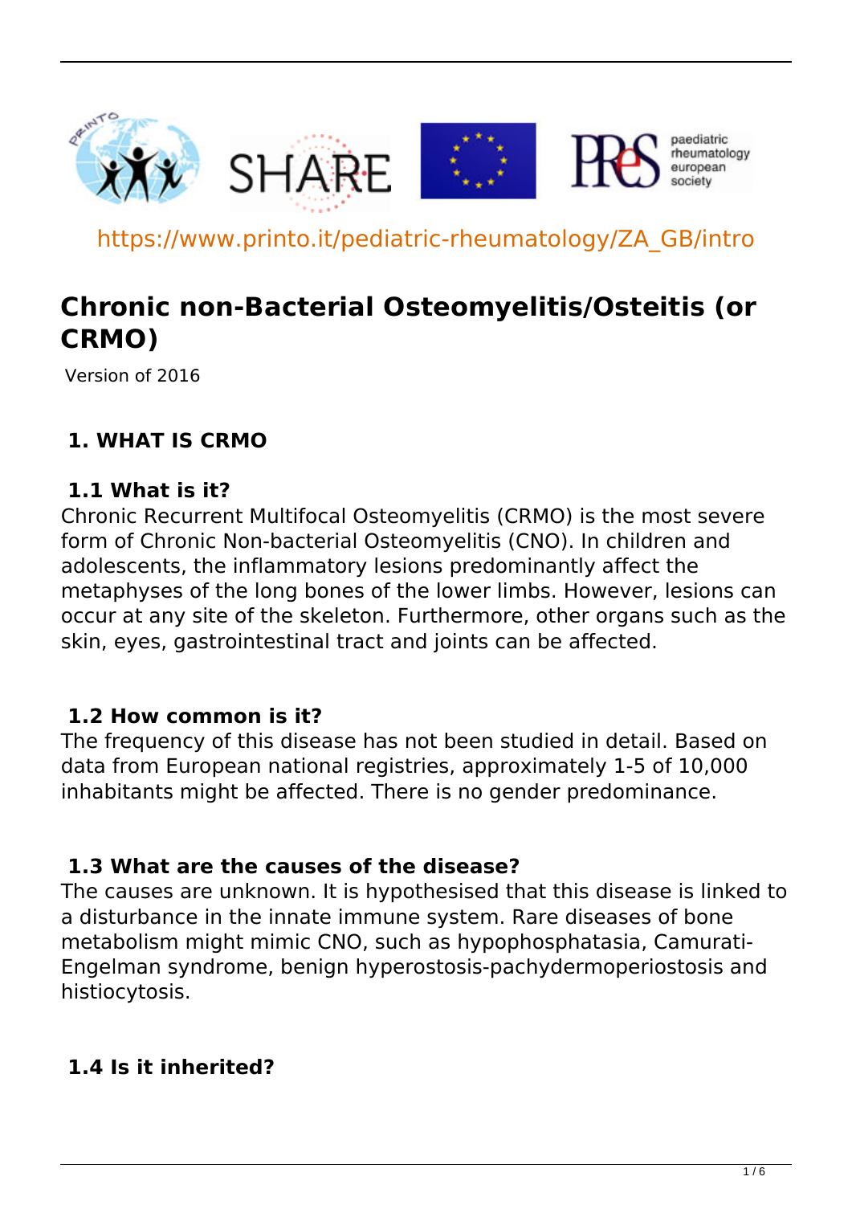https://www.printo.it/pediatric-rheumatology/ZA_GB/intro

# Chronic non-Bacterial Osteomyelitis/Osteitis (or CRMO)

Version of 2016

## 1. WHAT IS CRMO

### 1.1 What is it?

Chronic Recurrent Multifocal Osteomyelitis (CRMO) is the most severe form of Chronic Non-bacterial Osteomyelitis (CNO). In children and adolescents, the inflammatory lesions predominantly affect the metaphyses of the long bones of the lower limbs. However, lesions can occur at any site of the skeleton. Furthermore, other organs such as the skin, eyes, gastrointestinal tract and joints can be affected.

### 1.2 How common is it?

The frequency of this disease has not been studied in detail. Based on data from European national registries, approximately 1-5 of 10,000 inhabitants might be affected. There is no gender predominance.

### 1.3 What are the causes of the disease?

The causes are unknown. It is hypothesised that this disease is linked to a disturbance in the innate immune system. Rare diseases of bone metabolism might mimic CNO, such as hypophosphatasia, Camurati-Engelman syndrome, benign hyperostosis-pachydermoperiostosis and histiocytosis.

### 1.4 Is it inherited?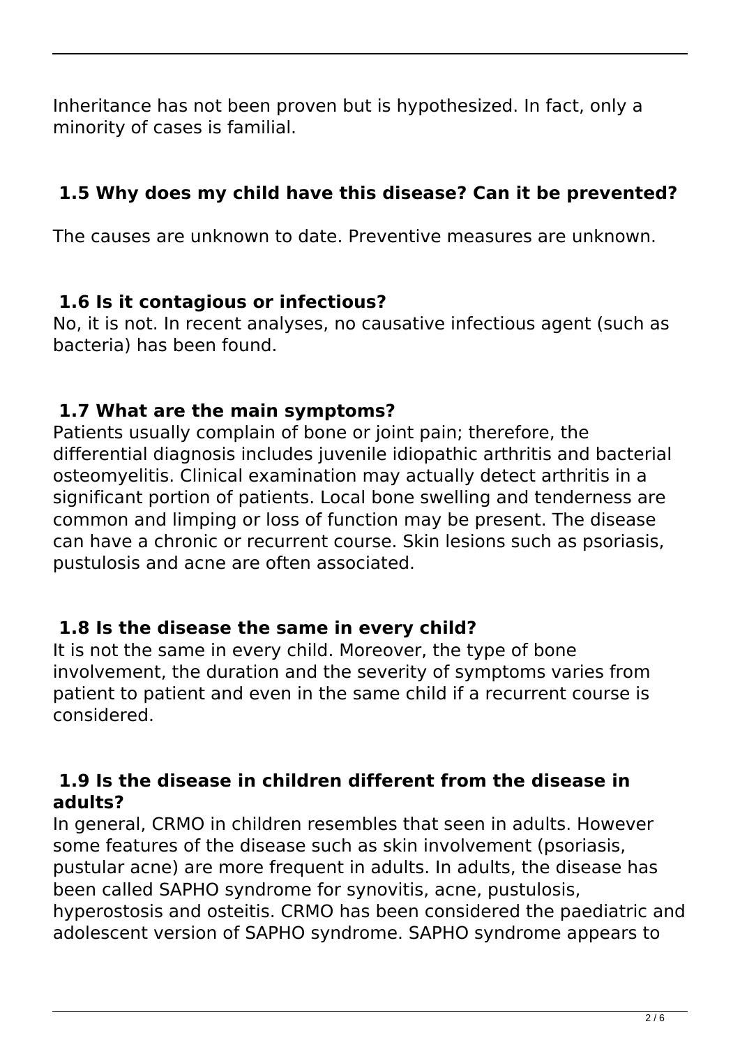Inheritance has not been proven but is hypothesized. In fact, only a minority of cases is familial.

### 1.5 Why does my child have this disease? Can it be prevented?

The causes are unknown to date. Preventive measures are unknown.

### 1.6 Is it contagious or infectious?

No, it is not. In recent analyses, no causative infectious agent (such as bacteria) has been found.

### 1.7 What are the main symptoms?

Patients usually complain of bone or joint pain; therefore, the differential diagnosis includes juvenile idiopathic arthritis and bacterial osteomyelitis. Clinical examination may actually detect arthritis in a significant portion of patients. Local bone swelling and tenderness are common and limping or loss of function may be present. The disease can have a chronic or recurrent course. Skin lesions such as psoriasis, pustulosis and acne are often associated.

### 1.8 Is the disease the same in every child?

It is not the same in every child. Moreover, the type of bone involvement, the duration and the severity of symptoms varies from patient to patient and even in the same child if a recurrent course is considered.

### 1.9 Is the disease in children different from the disease in adults?

In general, CRMO in children resembles that seen in adults. However some features of the disease such as skin involvement (psoriasis, pustular acne) are more frequent in adults. In adults, the disease has been called SAPHO syndrome for synovitis, acne, pustulosis, hyperostosis and osteitis. CRMO has been considered the paediatric and adolescent version of SAPHO syndrome. SAPHO syndrome appears to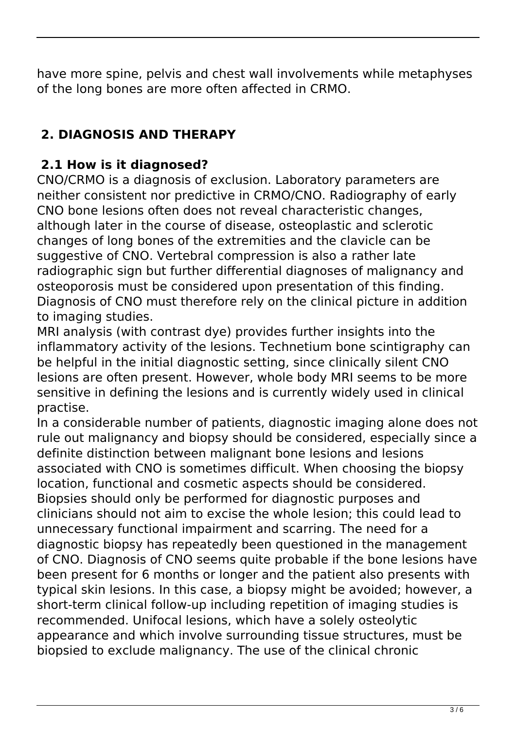have more spine, pelvis and chest wall involvements while metaphyses of the long bones are more often affected in CRMO.

## 2. DIAGNOSIS AND THERAPY

### 2.1 How is it diagnosed?

CNO/CRMO is a diagnosis of exclusion. Laboratory parameters are neither consistent nor predictive in CRMO/CNO. Radiography of early CNO bone lesions often does not reveal characteristic changes, although later in the course of disease, osteoplastic and sclerotic changes of long bones of the extremities and the clavicle can be suggestive of CNO. Vertebral compression is also a rather late radiographic sign but further differential diagnoses of malignancy and osteoporosis must be considered upon presentation of this finding. Diagnosis of CNO must therefore rely on the clinical picture in addition to imaging studies.

MRI analysis (with contrast dye) provides further insights into the inflammatory activity of the lesions. Technetium bone scintigraphy can be helpful in the initial diagnostic setting, since clinically silent CNO lesions are often present. However, whole body MRI seems to be more sensitive in defining the lesions and is currently widely used in clinical practise.

In a considerable number of patients, diagnostic imaging alone does not rule out malignancy and biopsy should be considered, especially since a definite distinction between malignant bone lesions and lesions associated with CNO is sometimes difficult. When choosing the biopsy location, functional and cosmetic aspects should be considered. Biopsies should only be performed for diagnostic purposes and clinicians should not aim to excise the whole lesion; this could lead to unnecessary functional impairment and scarring. The need for a diagnostic biopsy has repeatedly been questioned in the management of CNO. Diagnosis of CNO seems quite probable if the bone lesions have been present for 6 months or longer and the patient also presents with typical skin lesions. In this case, a biopsy might be avoided; however, a short-term clinical follow-up including repetition of imaging studies is recommended. Unifocal lesions, which have a solely osteolytic appearance and which involve surrounding tissue structures, must be biopsied to exclude malignancy. The use of the clinical chronic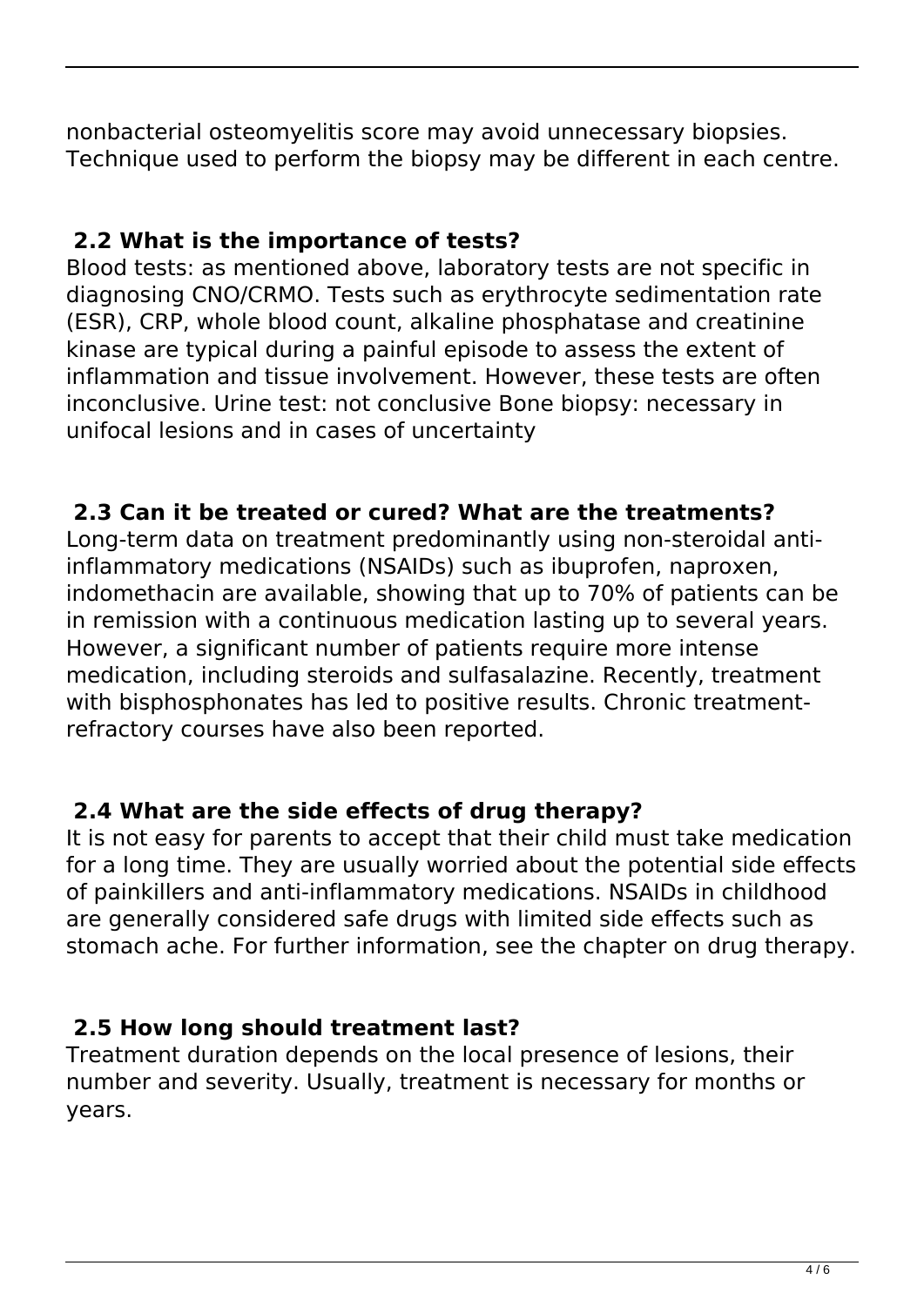nonbacterial osteomyelitis score may avoid unnecessary biopsies. Technique used to perform the biopsy may be different in each centre.

## 2.2 What is the importance of tests?

Blood tests: as mentioned above, laboratory tests are not specific in diagnosing CNO/CRMO. Tests such as erythrocyte sedimentation rate (ESR), CRP, whole blood count, alkaline phosphatase and creatinine kinase are typical during a painful episode to assess the extent of inflammation and tissue involvement. However, these tests are often inconclusive. Urine test: not conclusive Bone biopsy: necessary in unifocal lesions and in cases of uncertainty

## 2.3 Can it be treated or cured? What are the treatments?

Long-term data on treatment predominantly using non-steroidal anti-inflammatory medications (NSAIDs) such as ibuprofen, naproxen, indomethacin are available, showing that up to 70% of patients can be in remission with a continuous medication lasting up to several years. However, a significant number of patients require more intense medication, including steroids and sulfasalazine. Recently, treatment with bisphosphonates has led to positive results. Chronic treatment-refractory courses have also been reported.

## 2.4 What are the side effects of drug therapy?

It is not easy for parents to accept that their child must take medication for a long time. They are usually worried about the potential side effects of painkillers and anti-inflammatory medications. NSAIDs in childhood are generally considered safe drugs with limited side effects such as stomach ache. For further information, see the chapter on drug therapy.

## 2.5 How long should treatment last?

Treatment duration depends on the local presence of lesions, their number and severity. Usually, treatment is necessary for months or years.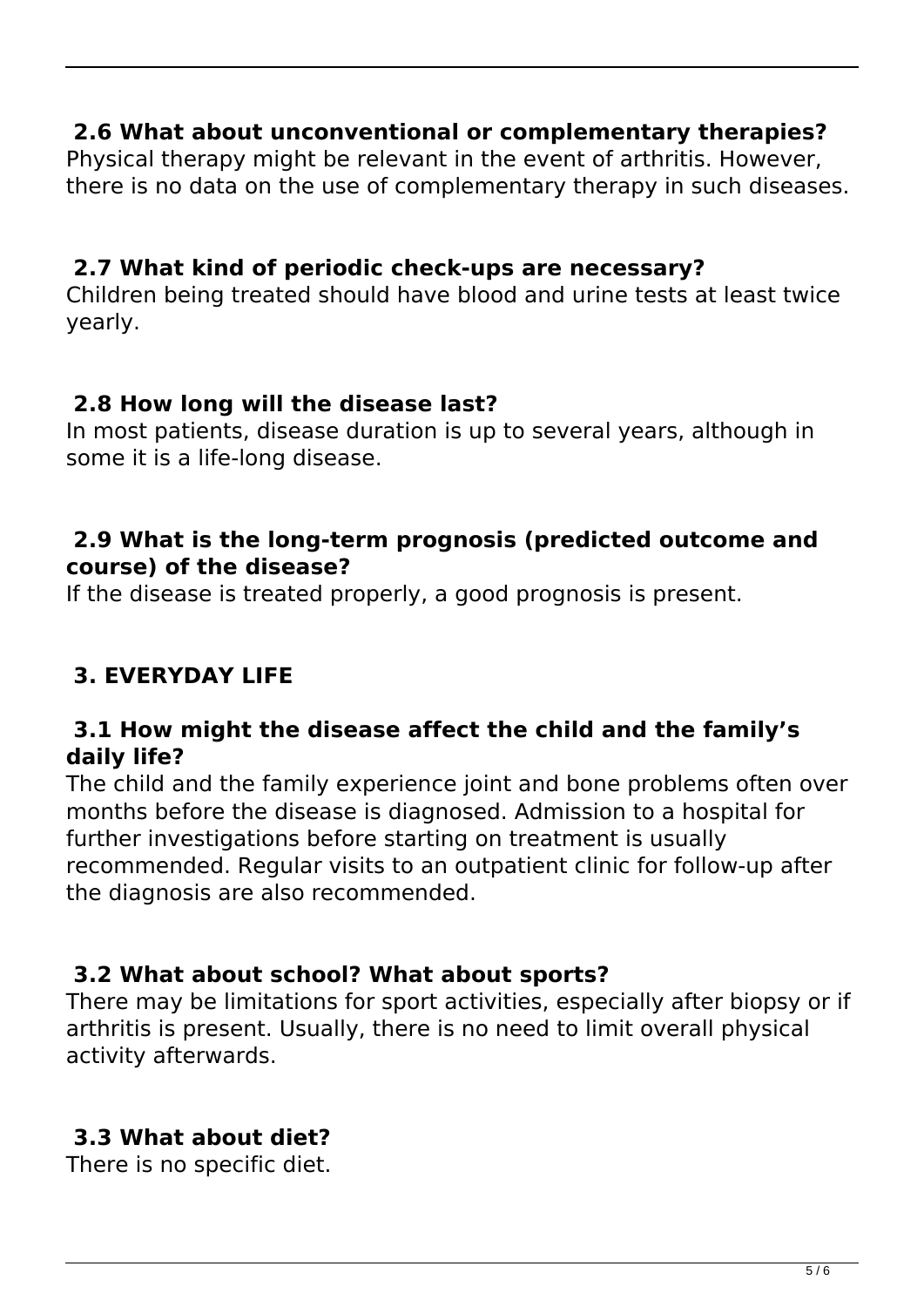### 2.6 What about unconventional or complementary therapies?

Physical therapy might be relevant in the event of arthritis. However, there is no data on the use of complementary therapy in such diseases.

### 2.7 What kind of periodic check-ups are necessary?

Children being treated should have blood and urine tests at least twice yearly.

### 2.8 How long will the disease last?

In most patients, disease duration is up to several years, although in some it is a life-long disease.

### 2.9 What is the long-term prognosis (predicted outcome and course) of the disease?

If the disease is treated properly, a good prognosis is present.

## 3. EVERYDAY LIFE

### 3.1 How might the disease affect the child and the family's daily life?

The child and the family experience joint and bone problems often over months before the disease is diagnosed. Admission to a hospital for further investigations before starting on treatment is usually recommended. Regular visits to an outpatient clinic for follow-up after the diagnosis are also recommended.

### 3.2 What about school? What about sports?

There may be limitations for sport activities, especially after biopsy or if arthritis is present. Usually, there is no need to limit overall physical activity afterwards.

### 3.3 What about diet?

There is no specific diet.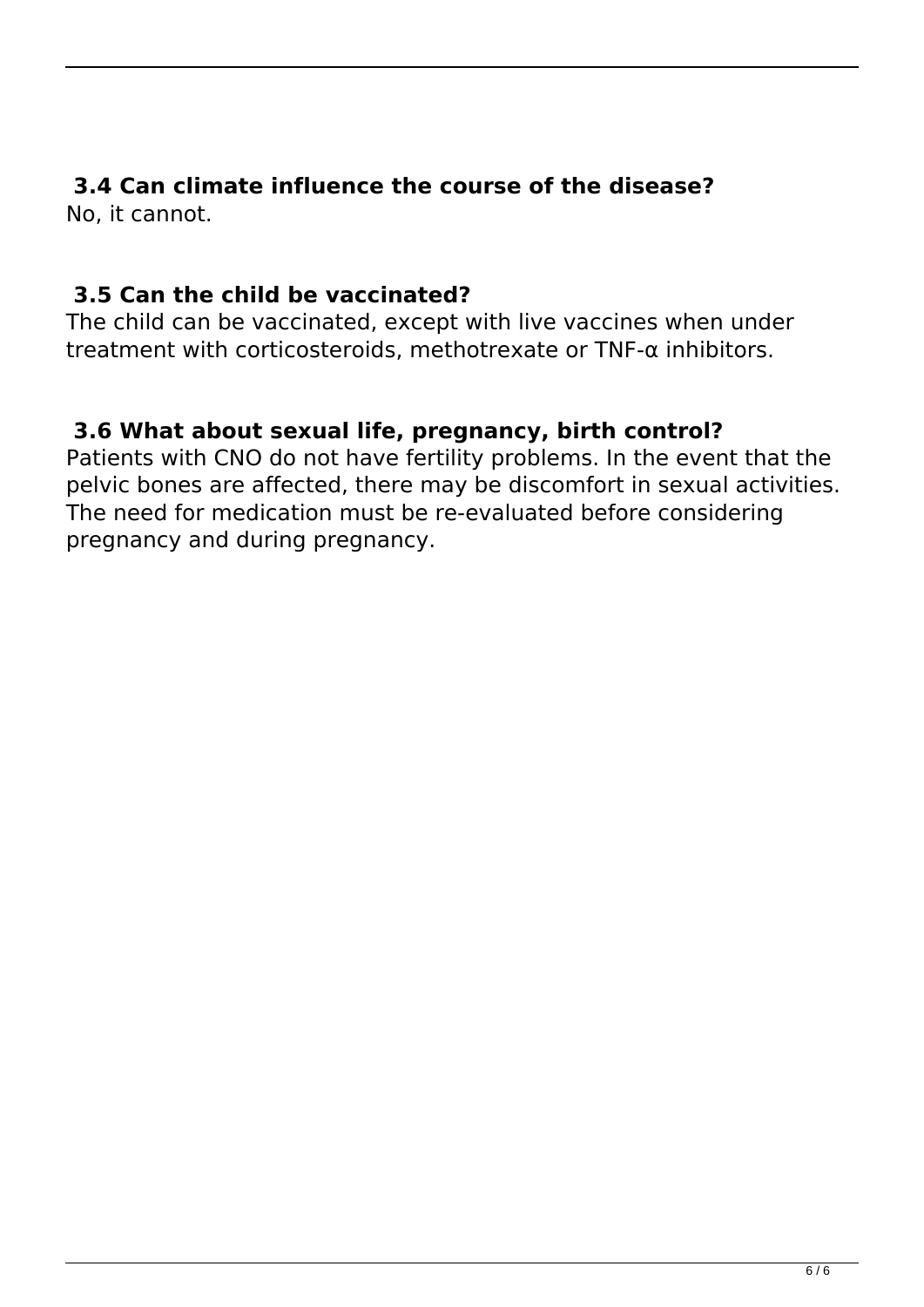### 3.4 Can climate influence the course of the disease?

No, it cannot.

### 3.5 Can the child be vaccinated?

The child can be vaccinated, except with live vaccines when under treatment with corticosteroids, methotrexate or TNF-α inhibitors.

### 3.6 What about sexual life, pregnancy, birth control?

Patients with CNO do not have fertility problems. In the event that the pelvic bones are affected, there may be discomfort in sexual activities. The need for medication must be re-evaluated before considering pregnancy and during pregnancy.